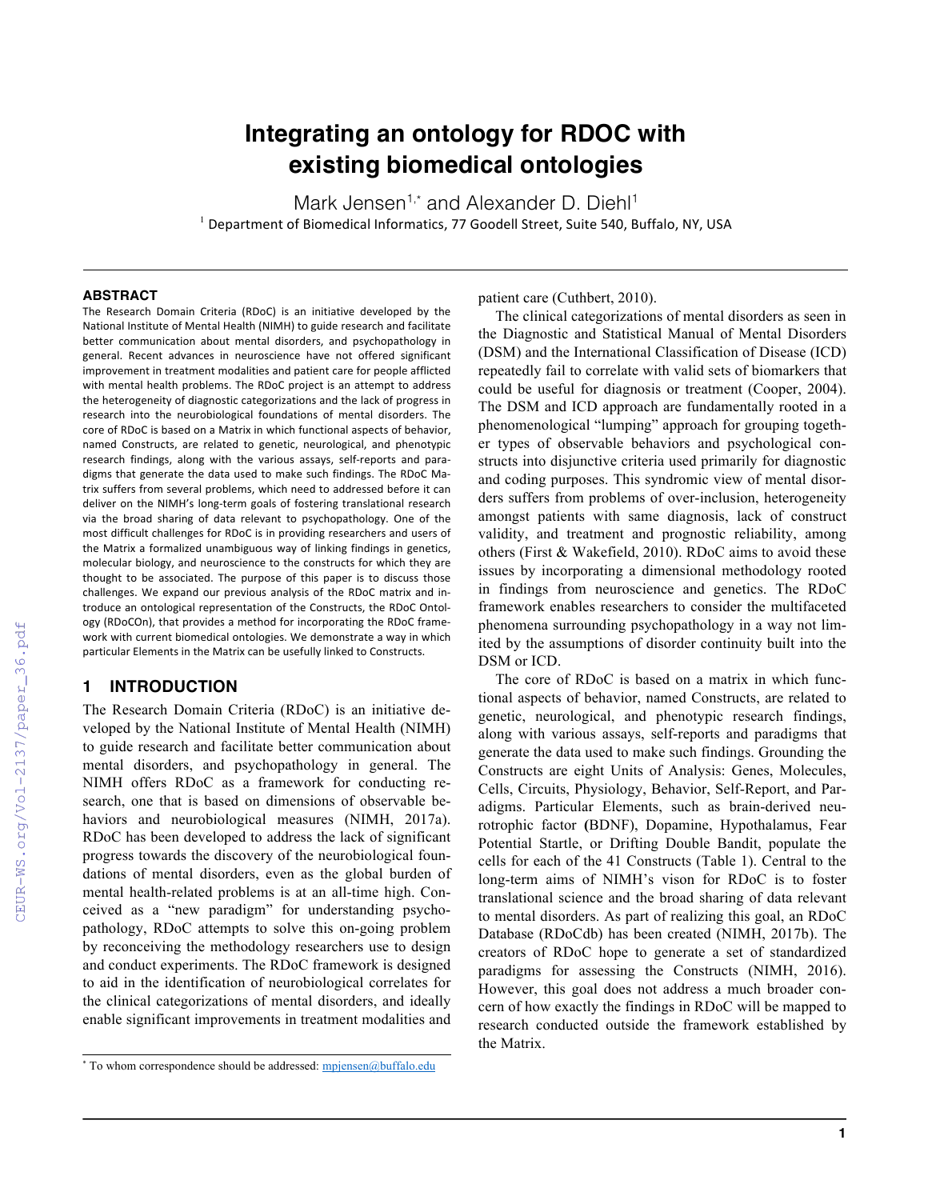# Integrating an ontology for RDOC with existing biomedical ontologies

Mark Jensen[1,*] and Alexander D. Diehl[1]

[1] Department of Biomedical Informatics, 77 Goodell Street, Suite 540, Buffalo, NY, USA

## ABSTRACT

The Research Domain Criteria (RDoC) is an initiative developed by the National Institute of Mental Health (NIMH) to guide research and facilitate better communication about mental disorders, and psychopathology in general. Recent advances in neuroscience have not offered significant improvement in treatment modalities and patient care for people afflicted with mental health problems. The RDoC project is an attempt to address the heterogeneity of diagnostic categorizations and the lack of progress in research into the neurobiological foundations of mental disorders. The core of RDoC is based on a Matrix in which functional aspects of behavior, named Constructs, are related to genetic, neurological, and phenotypic research findings, along with the various assays, self-reports and paradigms that generate the data used to make such findings. The RDoC Matrix suffers from several problems, which need to addressed before it can deliver on the NIMH's long-term goals of fostering translational research via the broad sharing of data relevant to psychopathology. One of the most difficult challenges for RDoC is in providing researchers and users of the Matrix a formalized unambiguous way of linking findings in genetics, molecular biology, and neuroscience to the constructs for which they are thought to be associated. The purpose of this paper is to discuss those challenges. We expand our previous analysis of the RDoC matrix and introduce an ontological representation of the Constructs, the RDoC Ontology (RDoCOn), that provides a method for incorporating the RDoC framework with current biomedical ontologies. We demonstrate a way in which particular Elements in the Matrix can be usefully linked to Constructs.

## 1 INTRODUCTION

The Research Domain Criteria (RDoC) is an initiative developed by the National Institute of Mental Health (NIMH) to guide research and facilitate better communication about mental disorders, and psychopathology in general. The NIMH offers RDoC as a framework for conducting research, one that is based on dimensions of observable behaviors and neurobiological measures (NIMH, 2017a). RDoC has been developed to address the lack of significant progress towards the discovery of the neurobiological foundations of mental disorders, even as the global burden of mental health-related problems is at an all-time high. Conceived as a "new paradigm" for understanding psychopathology, RDoC attempts to solve this on-going problem by reconceiving the methodology researchers use to design and conduct experiments. The RDoC framework is designed to aid in the identification of neurobiological correlates for the clinical categorizations of mental disorders, and ideally enable significant improvements in treatment modalities and patient care (Cuthbert, 2010).

The clinical categorizations of mental disorders as seen in the Diagnostic and Statistical Manual of Mental Disorders (DSM) and the International Classification of Disease (ICD) repeatedly fail to correlate with valid sets of biomarkers that could be useful for diagnosis or treatment (Cooper, 2004). The DSM and ICD approach are fundamentally rooted in a phenomenological "lumping" approach for grouping together types of observable behaviors and psychological constructs into disjunctive criteria used primarily for diagnostic and coding purposes. This syndromic view of mental disorders suffers from problems of over-inclusion, heterogeneity amongst patients with same diagnosis, lack of construct validity, and treatment and prognostic reliability, among others (First & Wakefield, 2010). RDoC aims to avoid these issues by incorporating a dimensional methodology rooted in findings from neuroscience and genetics. The RDoC framework enables researchers to consider the multifaceted phenomena surrounding psychopathology in a way not limited by the assumptions of disorder continuity built into the DSM or ICD.

The core of RDoC is based on a matrix in which functional aspects of behavior, named Constructs, are related to genetic, neurological, and phenotypic research findings, along with various assays, self-reports and paradigms that generate the data used to make such findings. Grounding the Constructs are eight Units of Analysis: Genes, Molecules, Cells, Circuits, Physiology, Behavior, Self-Report, and Paradigms. Particular Elements, such as brain-derived neurotrophic factor **(**BDNF), Dopamine, Hypothalamus, Fear Potential Startle, or Drifting Double Bandit, populate the cells for each of the 41 Constructs (Table 1). Central to the long-term aims of NIMH's vison for RDoC is to foster translational science and the broad sharing of data relevant to mental disorders. As part of realizing this goal, an RDoC Database (RDoCdb) has been created (NIMH, 2017b). The creators of RDoC hope to generate a set of standardized paradigms for assessing the Constructs (NIMH, 2016). However, this goal does not address a much broader concern of how exactly the findings in RDoC will be mapped to research conducted outside the framework established by the Matrix.

[*] To whom correspondence should be addressed: mpjensen@buffalo.edu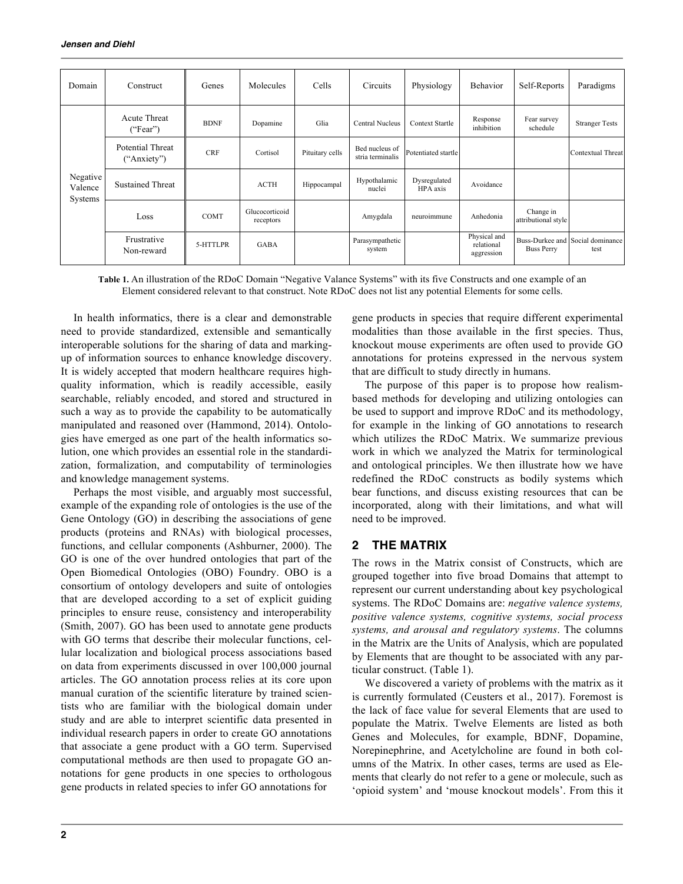| Domain | Construct | Genes | Molecules | Cells | Circuits | Physiology | Behavior | Self-Reports | Paradigms |
|---|---|---|---|---|---|---|---|---|---|
| Negative Valence Systems | Acute Threat ("Fear") | BDNF | Dopamine | Glia | Central Nucleus | Context Startle | Response inhibition | Fear survey schedule | Stranger Tests |
| | Potential Threat ("Anxiety") | CRF | Cortisol | Pituitary cells | Bed nucleus of stria terminalis | Potentiated startle | | | Contextual Threat |
| | Sustained Threat | | ACTH | Hippocampal | Hypothalamic nuclei | Dysregulated HPA axis | Avoidance | | |
| | Loss | COMT | Glucocorticoid receptors | | Amygdala | neuroimmune | Anhedonia | Change in attributional style | |
| | Frustrative Non-reward | 5-HTTLPR | GABA | | Parasympathetic system | | Physical and relational aggression | Buss-Durkee and Buss Perry | Social dominance test |

**Table 1.** An illustration of the RDoC Domain "Negative Valance Systems" with its five Constructs and one example of an Element considered relevant to that construct. Note RDoC does not list any potential Elements for some cells.

In health informatics, there is a clear and demonstrable need to provide standardized, extensible and semantically interoperable solutions for the sharing of data and marking-up of information sources to enhance knowledge discovery. It is widely accepted that modern healthcare requires high-quality information, which is readily accessible, easily searchable, reliably encoded, and stored and structured in such a way as to provide the capability to be automatically manipulated and reasoned over (Hammond, 2014). Ontologies have emerged as one part of the health informatics solution, one which provides an essential role in the standardization, formalization, and computability of terminologies and knowledge management systems.

Perhaps the most visible, and arguably most successful, example of the expanding role of ontologies is the use of the Gene Ontology (GO) in describing the associations of gene products (proteins and RNAs) with biological processes, functions, and cellular components (Ashburner, 2000). The GO is one of the over hundred ontologies that part of the Open Biomedical Ontologies (OBO) Foundry. OBO is a consortium of ontology developers and suite of ontologies that are developed according to a set of explicit guiding principles to ensure reuse, consistency and interoperability (Smith, 2007). GO has been used to annotate gene products with GO terms that describe their molecular functions, cellular localization and biological process associations based on data from experiments discussed in over 100,000 journal articles. The GO annotation process relies at its core upon manual curation of the scientific literature by trained scientists who are familiar with the biological domain under study and are able to interpret scientific data presented in individual research papers in order to create GO annotations that associate a gene product with a GO term. Supervised computational methods are then used to propagate GO annotations for gene products in one species to orthologous gene products in related species to infer GO annotations for gene products in species that require different experimental modalities than those available in the first species. Thus, knockout mouse experiments are often used to provide GO annotations for proteins expressed in the nervous system that are difficult to study directly in humans.

The purpose of this paper is to propose how realism-based methods for developing and utilizing ontologies can be used to support and improve RDoC and its methodology, for example in the linking of GO annotations to research which utilizes the RDoC Matrix. We summarize previous work in which we analyzed the Matrix for terminological and ontological principles. We then illustrate how we have redefined the RDoC constructs as bodily systems which bear functions, and discuss existing resources that can be incorporated, along with their limitations, and what will need to be improved.

## 2 THE MATRIX

The rows in the Matrix consist of Constructs, which are grouped together into five broad Domains that attempt to represent our current understanding about key psychological systems. The RDoC Domains are: *negative valence systems, positive valence systems, cognitive systems, social process systems, and arousal and regulatory systems*. The columns in the Matrix are the Units of Analysis, which are populated by Elements that are thought to be associated with any particular construct. (Table 1).

We discovered a variety of problems with the matrix as it is currently formulated (Ceusters et al., 2017). Foremost is the lack of face value for several Elements that are used to populate the Matrix. Twelve Elements are listed as both Genes and Molecules, for example, BDNF, Dopamine, Norepinephrine, and Acetylcholine are found in both columns of the Matrix. In other cases, terms are used as Elements that clearly do not refer to a gene or molecule, such as 'opioid system' and 'mouse knockout models'. From this it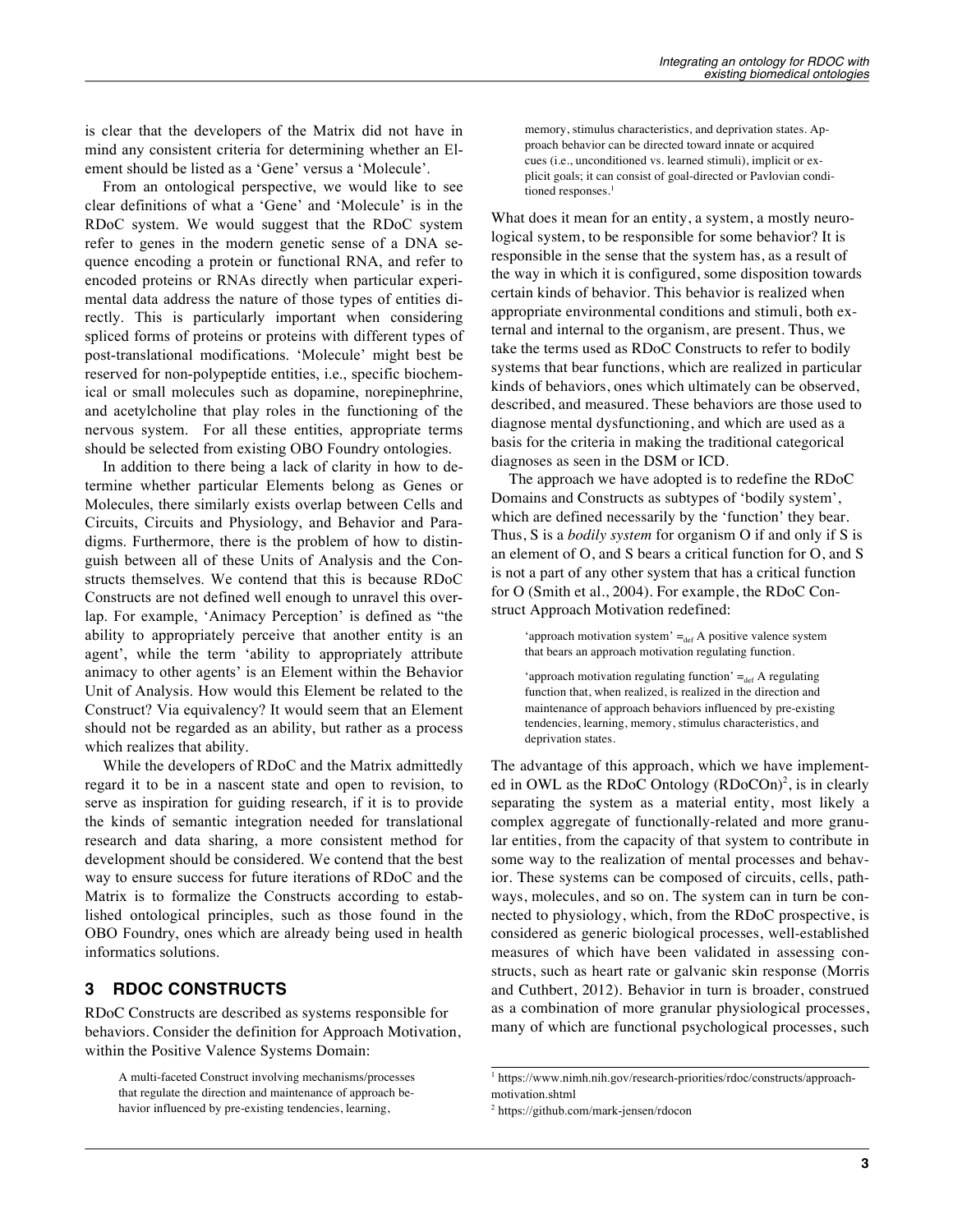is clear that the developers of the Matrix did not have in mind any consistent criteria for determining whether an Element should be listed as a 'Gene' versus a 'Molecule'.

From an ontological perspective, we would like to see clear definitions of what a 'Gene' and 'Molecule' is in the RDoC system. We would suggest that the RDoC system refer to genes in the modern genetic sense of a DNA sequence encoding a protein or functional RNA, and refer to encoded proteins or RNAs directly when particular experimental data address the nature of those types of entities directly. This is particularly important when considering spliced forms of proteins or proteins with different types of post-translational modifications. 'Molecule' might best be reserved for non-polypeptide entities, i.e., specific biochemical or small molecules such as dopamine, norepinephrine, and acetylcholine that play roles in the functioning of the nervous system. For all these entities, appropriate terms should be selected from existing OBO Foundry ontologies.

In addition to there being a lack of clarity in how to determine whether particular Elements belong as Genes or Molecules, there similarly exists overlap between Cells and Circuits, Circuits and Physiology, and Behavior and Paradigms. Furthermore, there is the problem of how to distinguish between all of these Units of Analysis and the Constructs themselves. We contend that this is because RDoC Constructs are not defined well enough to unravel this overlap. For example, 'Animacy Perception' is defined as "the ability to appropriately perceive that another entity is an agent', while the term 'ability to appropriately attribute animacy to other agents' is an Element within the Behavior Unit of Analysis. How would this Element be related to the Construct? Via equivalency? It would seem that an Element should not be regarded as an ability, but rather as a process which realizes that ability.

While the developers of RDoC and the Matrix admittedly regard it to be in a nascent state and open to revision, to serve as inspiration for guiding research, if it is to provide the kinds of semantic integration needed for translational research and data sharing, a more consistent method for development should be considered. We contend that the best way to ensure success for future iterations of RDoC and the Matrix is to formalize the Constructs according to established ontological principles, such as those found in the OBO Foundry, ones which are already being used in health informatics solutions.

## 3 RDOC CONSTRUCTS

RDoC Constructs are described as systems responsible for behaviors. Consider the definition for Approach Motivation, within the Positive Valence Systems Domain:

> A multi-faceted Construct involving mechanisms/processes that regulate the direction and maintenance of approach behavior influenced by pre-existing tendencies, learning, memory, stimulus characteristics, and deprivation states. Approach behavior can be directed toward innate or acquired cues (i.e., unconditioned vs. learned stimuli), implicit or explicit goals; it can consist of goal-directed or Pavlovian conditioned responses.[1]

What does it mean for an entity, a system, a mostly neurological system, to be responsible for some behavior? It is responsible in the sense that the system has, as a result of the way in which it is configured, some disposition towards certain kinds of behavior. This behavior is realized when appropriate environmental conditions and stimuli, both external and internal to the organism, are present. Thus, we take the terms used as RDoC Constructs to refer to bodily systems that bear functions, which are realized in particular kinds of behaviors, ones which ultimately can be observed, described, and measured. These behaviors are those used to diagnose mental dysfunctioning, and which are used as a basis for the criteria in making the traditional categorical diagnoses as seen in the DSM or ICD.

The approach we have adopted is to redefine the RDoC Domains and Constructs as subtypes of 'bodily system', which are defined necessarily by the 'function' they bear. Thus, S is a *bodily system* for organism O if and only if S is an element of O, and S bears a critical function for O, and S is not a part of any other system that has a critical function for O (Smith et al., 2004). For example, the RDoC Construct Approach Motivation redefined:

> 'approach motivation system' $=_{def}$ A positive valence system that bears an approach motivation regulating function.
>
> 'approach motivation regulating function' $=_{def}$ A regulating function that, when realized, is realized in the direction and maintenance of approach behaviors influenced by pre-existing tendencies, learning, memory, stimulus characteristics, and deprivation states.

The advantage of this approach, which we have implemented in OWL as the RDoC Ontology (RDoCOn)[2], is in clearly separating the system as a material entity, most likely a complex aggregate of functionally-related and more granular entities, from the capacity of that system to contribute in some way to the realization of mental processes and behavior. These systems can be composed of circuits, cells, pathways, molecules, and so on. The system can in turn be connected to physiology, which, from the RDoC prospective, is considered as generic biological processes, well-established measures of which have been validated in assessing constructs, such as heart rate or galvanic skin response (Morris and Cuthbert, 2012). Behavior in turn is broader, construed as a combination of more granular physiological processes, many of which are functional psychological processes, such

---

[1] https://www.nimh.nih.gov/research-priorities/rdoc/constructs/approach-motivation.shtml

[2] https://github.com/mark-jensen/rdocon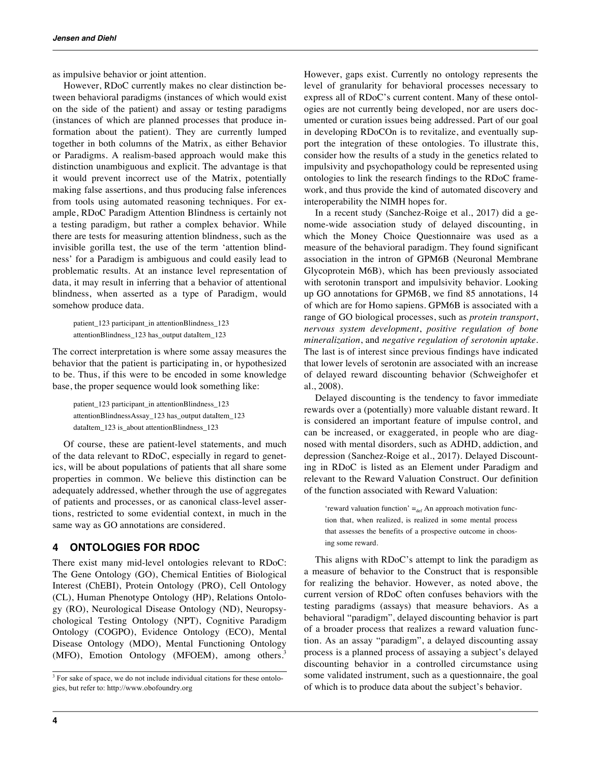as impulsive behavior or joint attention.

However, RDoC currently makes no clear distinction between behavioral paradigms (instances of which would exist on the side of the patient) and assay or testing paradigms (instances of which are planned processes that produce information about the patient). They are currently lumped together in both columns of the Matrix, as either Behavior or Paradigms. A realism-based approach would make this distinction unambiguous and explicit. The advantage is that it would prevent incorrect use of the Matrix, potentially making false assertions, and thus producing false inferences from tools using automated reasoning techniques. For example, RDoC Paradigm Attention Blindness is certainly not a testing paradigm, but rather a complex behavior. While there are tests for measuring attention blindness, such as the invisible gorilla test, the use of the term 'attention blindness' for a Paradigm is ambiguous and could easily lead to problematic results. At an instance level representation of data, it may result in inferring that a behavior of attentional blindness, when asserted as a type of Paradigm, would somehow produce data.

> patient_123 participant_in attentionBlindness_123
> attentionBlindness_123 has_output dataItem_123

The correct interpretation is where some assay measures the behavior that the patient is participating in, or hypothesized to be. Thus, if this were to be encoded in some knowledge base, the proper sequence would look something like:

> patient_123 participant_in attentionBlindness_123
> attentionBlindnessAssay_123 has_output dataItem_123
> dataItem_123 is_about attentionBlindness_123

Of course, these are patient-level statements, and much of the data relevant to RDoC, especially in regard to genetics, will be about populations of patients that all share some properties in common. We believe this distinction can be adequately addressed, whether through the use of aggregates of patients and processes, or as canonical class-level assertions, restricted to some evidential context, in much in the same way as GO annotations are considered.

## 4 ONTOLOGIES FOR RDOC

There exist many mid-level ontologies relevant to RDoC: The Gene Ontology (GO), Chemical Entities of Biological Interest (ChEBI), Protein Ontology (PRO), Cell Ontology (CL), Human Phenotype Ontology (HP), Relations Ontology (RO), Neurological Disease Ontology (ND), Neuropsychological Testing Ontology (NPT), Cognitive Paradigm Ontology (COGPO), Evidence Ontology (ECO), Mental Disease Ontology (MDO), Mental Functioning Ontology (MFO), Emotion Ontology (MFOEM), among others.[3]

[3] For sake of space, we do not include individual citations for these ontologies, but refer to: http://www.obofoundry.org

However, gaps exist. Currently no ontology represents the level of granularity for behavioral processes necessary to express all of RDoC's current content. Many of these ontologies are not currently being developed, nor are users documented or curation issues being addressed. Part of our goal in developing RDoCOn is to revitalize, and eventually support the integration of these ontologies. To illustrate this, consider how the results of a study in the genetics related to impulsivity and psychopathology could be represented using ontologies to link the research findings to the RDoC framework, and thus provide the kind of automated discovery and interoperability the NIMH hopes for.

In a recent study (Sanchez-Roige et al., 2017) did a genome-wide association study of delayed discounting, in which the Money Choice Questionnaire was used as a measure of the behavioral paradigm. They found significant association in the intron of GPM6B (Neuronal Membrane Glycoprotein M6B), which has been previously associated with serotonin transport and impulsivity behavior. Looking up GO annotations for GPM6B, we find 85 annotations, 14 of which are for Homo sapiens. GPM6B is associated with a range of GO biological processes, such as *protein transport*, *nervous system development*, *positive regulation of bone mineralization*, and *negative regulation of serotonin uptake*. The last is of interest since previous findings have indicated that lower levels of serotonin are associated with an increase of delayed reward discounting behavior (Schweighofer et al., 2008).

Delayed discounting is the tendency to favor immediate rewards over a (potentially) more valuable distant reward. It is considered an important feature of impulse control, and can be increased, or exaggerated, in people who are diagnosed with mental disorders, such as ADHD, addiction, and depression (Sanchez-Roige et al., 2017). Delayed Discounting in RDoC is listed as an Element under Paradigm and relevant to the Reward Valuation Construct. Our definition of the function associated with Reward Valuation:

> 'reward valuation function' $=_{def}$ An approach motivation function that, when realized, is realized in some mental process that assesses the benefits of a prospective outcome in choosing some reward.

This aligns with RDoC's attempt to link the paradigm as a measure of behavior to the Construct that is responsible for realizing the behavior. However, as noted above, the current version of RDoC often confuses behaviors with the testing paradigms (assays) that measure behaviors. As a behavioral "paradigm", delayed discounting behavior is part of a broader process that realizes a reward valuation function. As an assay "paradigm", a delayed discounting assay process is a planned process of assaying a subject's delayed discounting behavior in a controlled circumstance using some validated instrument, such as a questionnaire, the goal of which is to produce data about the subject's behavior.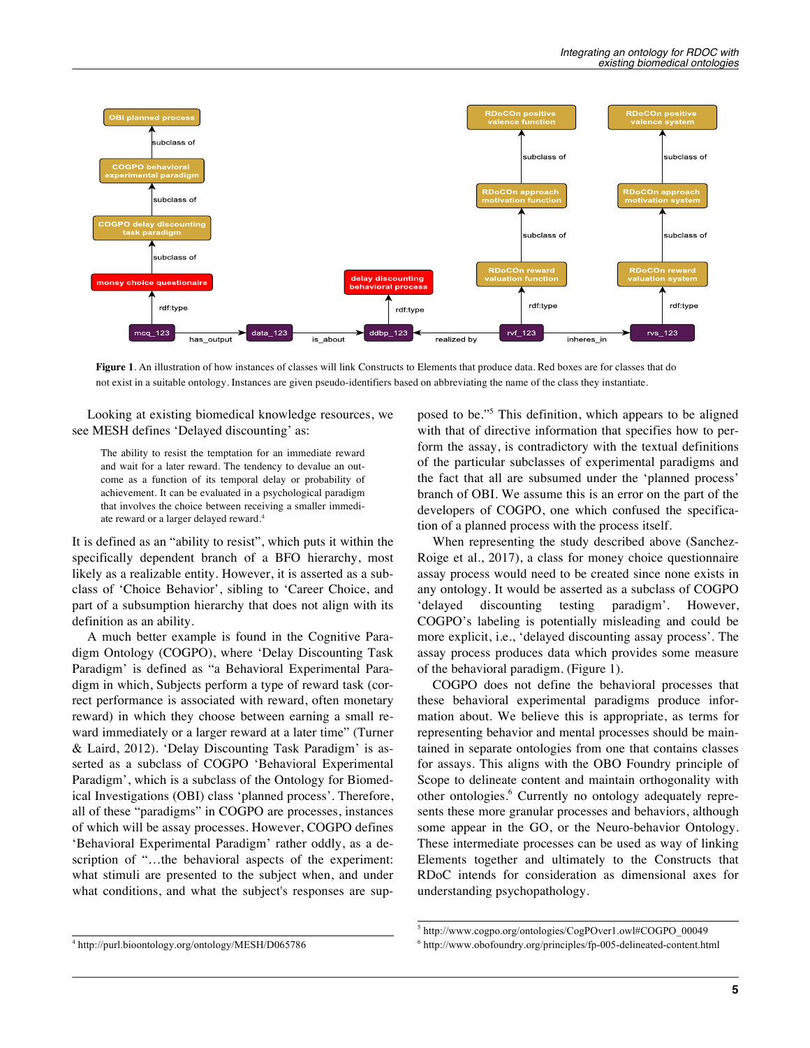**Figure 1**. An illustration of how instances of classes will link Constructs to Elements that produce data. Red boxes are for classes that do not exist in a suitable ontology. Instances are given pseudo-identifiers based on abbreviating the name of the class they instantiate.

Looking at existing biomedical knowledge resources, we see MESH defines 'Delayed discounting' as:

> The ability to resist the temptation for an immediate reward and wait for a later reward. The tendency to devalue an outcome as a function of its temporal delay or probability of achievement. It can be evaluated in a psychological paradigm that involves the choice between receiving a smaller immediate reward or a larger delayed reward.[4]

It is defined as an "ability to resist", which puts it within the specifically dependent branch of a BFO hierarchy, most likely as a realizable entity. However, it is asserted as a subclass of 'Choice Behavior', sibling to 'Career Choice, and part of a subsumption hierarchy that does not align with its definition as an ability.

A much better example is found in the Cognitive Paradigm Ontology (COGPO), where 'Delay Discounting Task Paradigm' is defined as "a Behavioral Experimental Paradigm in which, Subjects perform a type of reward task (correct performance is associated with reward, often monetary reward) in which they choose between earning a small reward immediately or a larger reward at a later time" (Turner & Laird, 2012). 'Delay Discounting Task Paradigm' is asserted as a subclass of COGPO 'Behavioral Experimental Paradigm', which is a subclass of the Ontology for Biomedical Investigations (OBI) class 'planned process'. Therefore, all of these "paradigms" in COGPO are processes, instances of which will be assay processes. However, COGPO defines 'Behavioral Experimental Paradigm' rather oddly, as a description of "…the behavioral aspects of the experiment: what stimuli are presented to the subject when, and under what conditions, and what the subject's responses are supposed to be."[5] This definition, which appears to be aligned with that of directive information that specifies how to perform the assay, is contradictory with the textual definitions of the particular subclasses of experimental paradigms and the fact that all are subsumed under the 'planned process' branch of OBI. We assume this is an error on the part of the developers of COGPO, one which confused the specification of a planned process with the process itself.

When representing the study described above (Sanchez-Roige et al., 2017), a class for money choice questionnaire assay process would need to be created since none exists in any ontology. It would be asserted as a subclass of COGPO 'delayed discounting testing paradigm'. However, COGPO's labeling is potentially misleading and could be more explicit, i.e., 'delayed discounting assay process'. The assay process produces data which provides some measure of the behavioral paradigm. (Figure 1).

COGPO does not define the behavioral processes that these behavioral experimental paradigms produce information about. We believe this is appropriate, as terms for representing behavior and mental processes should be maintained in separate ontologies from one that contains classes for assays. This aligns with the OBO Foundry principle of Scope to delineate content and maintain orthogonality with other ontologies.[6] Currently no ontology adequately represents these more granular processes and behaviors, although some appear in the GO, or the Neuro-behavior Ontology. These intermediate processes can be used as way of linking Elements together and ultimately to the Constructs that RDoC intends for consideration as dimensional axes for understanding psychopathology.

[4] http://purl.bioontology.org/ontology/MESH/D065786

[5] http://www.cogpo.org/ontologies/CogPOver1.owl#COGPO_00049

[6] http://www.obofoundry.org/principles/fp-005-delineated-content.html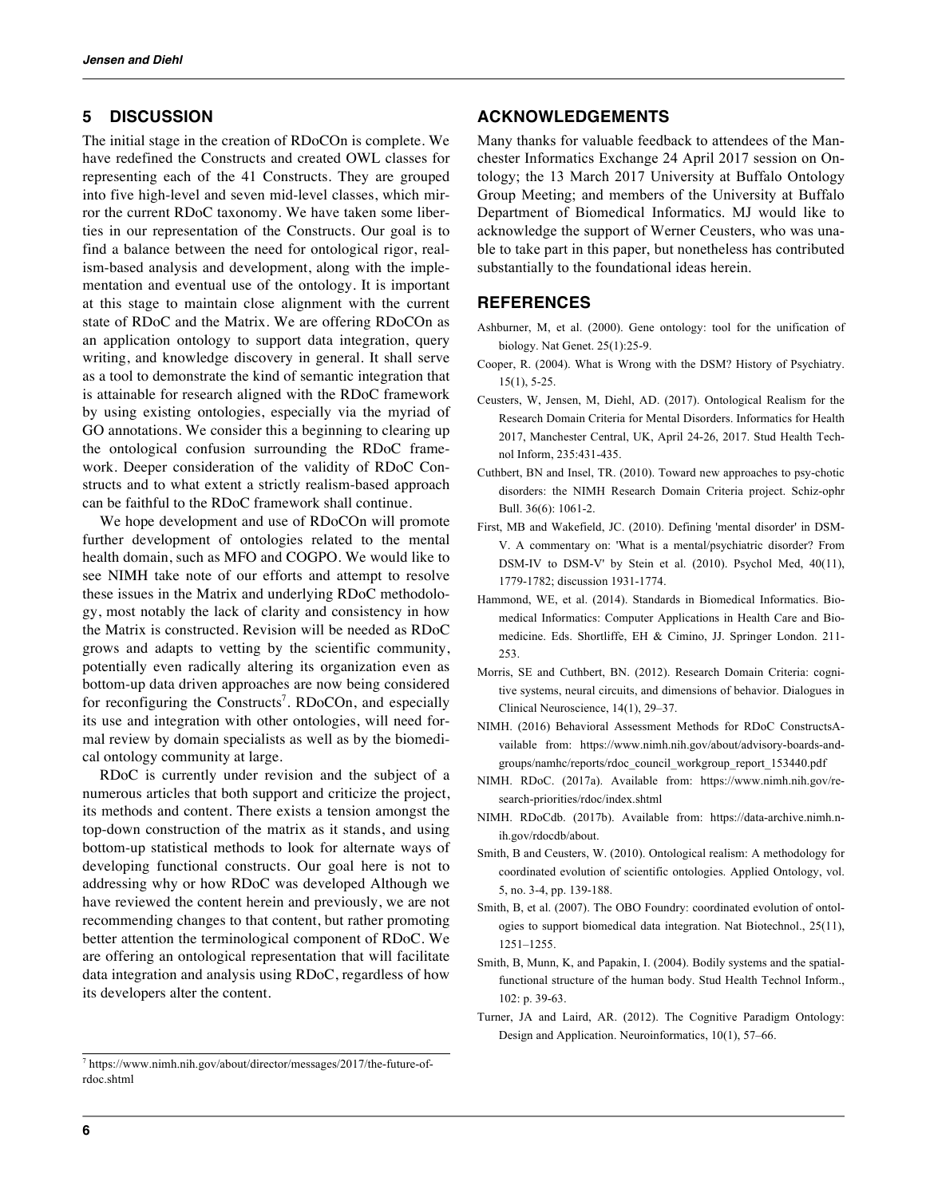## 5 DISCUSSION

The initial stage in the creation of RDoCOn is complete. We have redefined the Constructs and created OWL classes for representing each of the 41 Constructs. They are grouped into five high-level and seven mid-level classes, which mirror the current RDoC taxonomy. We have taken some liberties in our representation of the Constructs. Our goal is to find a balance between the need for ontological rigor, realism-based analysis and development, along with the implementation and eventual use of the ontology. It is important at this stage to maintain close alignment with the current state of RDoC and the Matrix. We are offering RDoCOn as an application ontology to support data integration, query writing, and knowledge discovery in general. It shall serve as a tool to demonstrate the kind of semantic integration that is attainable for research aligned with the RDoC framework by using existing ontologies, especially via the myriad of GO annotations. We consider this a beginning to clearing up the ontological confusion surrounding the RDoC framework. Deeper consideration of the validity of RDoC Constructs and to what extent a strictly realism-based approach can be faithful to the RDoC framework shall continue.

We hope development and use of RDoCOn will promote further development of ontologies related to the mental health domain, such as MFO and COGPO. We would like to see NIMH take note of our efforts and attempt to resolve these issues in the Matrix and underlying RDoC methodology, most notably the lack of clarity and consistency in how the Matrix is constructed. Revision will be needed as RDoC grows and adapts to vetting by the scientific community, potentially even radically altering its organization even as bottom-up data driven approaches are now being considered for reconfiguring the Constructs[7]. RDoCOn, and especially its use and integration with other ontologies, will need formal review by domain specialists as well as by the biomedical ontology community at large.

RDoC is currently under revision and the subject of a numerous articles that both support and criticize the project, its methods and content. There exists a tension amongst the top-down construction of the matrix as it stands, and using bottom-up statistical methods to look for alternate ways of developing functional constructs. Our goal here is not to addressing why or how RDoC was developed Although we have reviewed the content herein and previously, we are not recommending changes to that content, but rather promoting better attention the terminological component of RDoC. We are offering an ontological representation that will facilitate data integration and analysis using RDoC, regardless of how its developers alter the content.

[7] https://www.nimh.nih.gov/about/director/messages/2017/the-future-of-rdoc.shtml

## ACKNOWLEDGEMENTS

Many thanks for valuable feedback to attendees of the Manchester Informatics Exchange 24 April 2017 session on Ontology; the 13 March 2017 University at Buffalo Ontology Group Meeting; and members of the University at Buffalo Department of Biomedical Informatics. MJ would like to acknowledge the support of Werner Ceusters, who was unable to take part in this paper, but nonetheless has contributed substantially to the foundational ideas herein.

## REFERENCES

Ashburner, M, et al. (2000). Gene ontology: tool for the unification of biology. Nat Genet. 25(1):25-9.

Cooper, R. (2004). What is Wrong with the DSM? History of Psychiatry. 15(1), 5-25.

Ceusters, W, Jensen, M, Diehl, AD. (2017). Ontological Realism for the Research Domain Criteria for Mental Disorders. Informatics for Health 2017, Manchester Central, UK, April 24-26, 2017. Stud Health Technol Inform, 235:431-435.

Cuthbert, BN and Insel, TR. (2010). Toward new approaches to psy-chotic disorders: the NIMH Research Domain Criteria project. Schiz-ophr Bull. 36(6): 1061-2.

First, MB and Wakefield, JC. (2010). Defining 'mental disorder' in DSM-V. A commentary on: 'What is a mental/psychiatric disorder? From DSM-IV to DSM-V' by Stein et al. (2010). Psychol Med, 40(11), 1779-1782; discussion 1931-1774.

Hammond, WE, et al. (2014). Standards in Biomedical Informatics. Biomedical Informatics: Computer Applications in Health Care and Biomedicine. Eds. Shortliffe, EH & Cimino, JJ. Springer London. 211-253.

Morris, SE and Cuthbert, BN. (2012). Research Domain Criteria: cognitive systems, neural circuits, and dimensions of behavior. Dialogues in Clinical Neuroscience, 14(1), 29–37.

NIMH. (2016) Behavioral Assessment Methods for RDoC ConstructsAvailable from: https://www.nimh.nih.gov/about/advisory-boards-and-groups/namhc/reports/rdoc_council_workgroup_report_153440.pdf

NIMH. RDoC. (2017a). Available from: https://www.nimh.nih.gov/research-priorities/rdoc/index.shtml

NIMH. RDoCdb. (2017b). Available from: https://data-archive.nimh.nih.gov/rdocdb/about.

Smith, B and Ceusters, W. (2010). Ontological realism: A methodology for coordinated evolution of scientific ontologies. Applied Ontology, vol. 5, no. 3-4, pp. 139-188.

Smith, B, et al. (2007). The OBO Foundry: coordinated evolution of ontologies to support biomedical data integration. Nat Biotechnol., 25(11), 1251–1255.

Smith, B, Munn, K, and Papakin, I. (2004). Bodily systems and the spatial-functional structure of the human body. Stud Health Technol Inform., 102: p. 39-63.

Turner, JA and Laird, AR. (2012). The Cognitive Paradigm Ontology: Design and Application. Neuroinformatics, 10(1), 57–66.